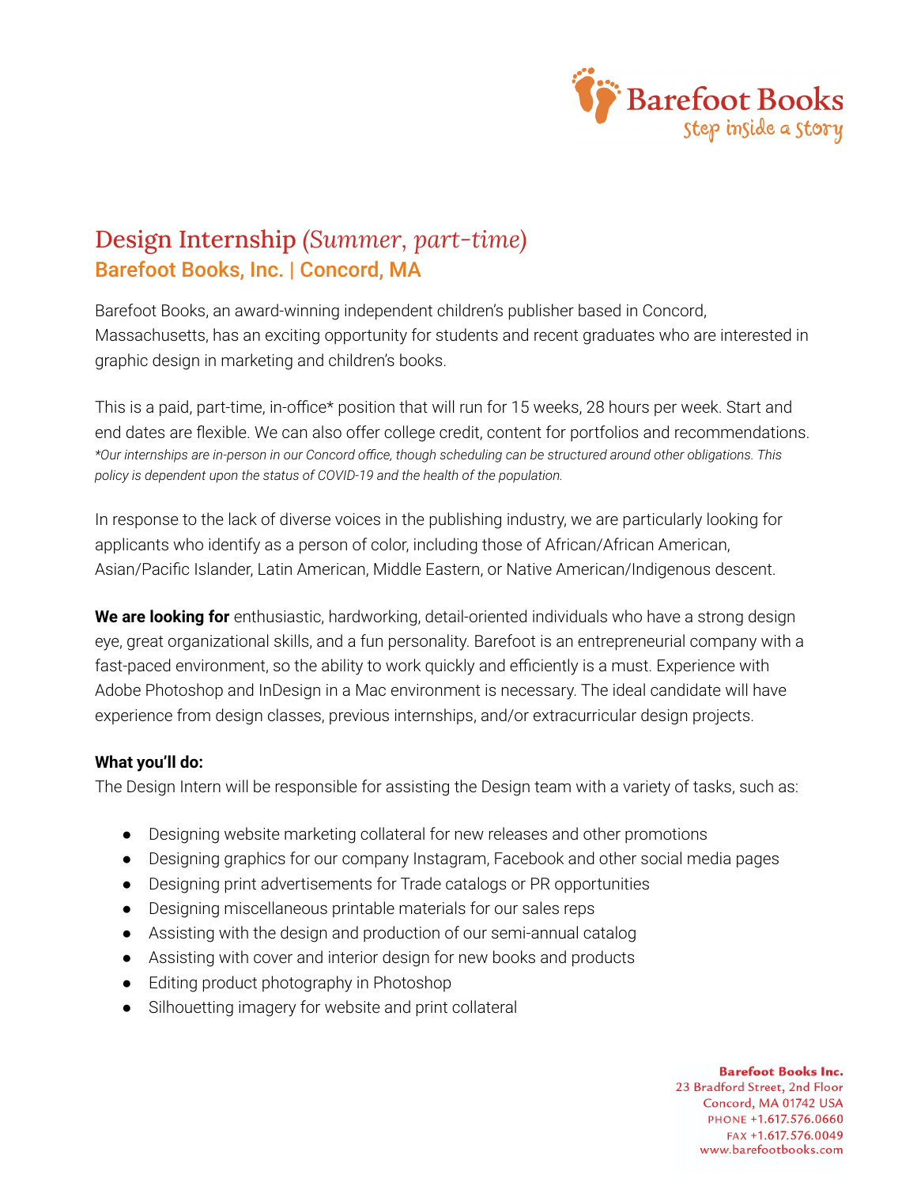# Design Internship *(Summer, part-time)*

## Barefoot Books, Inc. | Concord, MA

Barefoot Books, an award-winning independent children's publisher based in Concord, Massachusetts, has an exciting opportunity for students and recent graduates who are interested in graphic design in marketing and children's books.

This is a paid, part-time, in-office* position that will run for 15 weeks, 28 hours per week. Start and end dates are flexible. We can also offer college credit, content for portfolios and recommendations.

*\*Our internships are in-person in our Concord office, though scheduling can be structured around other obligations. This policy is dependent upon the status of COVID-19 and the health of the population.*

In response to the lack of diverse voices in the publishing industry, we are particularly looking for applicants who identify as a person of color, including those of African/African American, Asian/Pacific Islander, Latin American, Middle Eastern, or Native American/Indigenous descent.

**We are looking for** enthusiastic, hardworking, detail-oriented individuals who have a strong design eye, great organizational skills, and a fun personality. Barefoot is an entrepreneurial company with a fast-paced environment, so the ability to work quickly and efficiently is a must. Experience with Adobe Photoshop and InDesign in a Mac environment is necessary. The ideal candidate will have experience from design classes, previous internships, and/or extracurricular design projects.

**What you'll do:**

The Design Intern will be responsible for assisting the Design team with a variety of tasks, such as:

- Designing website marketing collateral for new releases and other promotions
- Designing graphics for our company Instagram, Facebook and other social media pages
- Designing print advertisements for Trade catalogs or PR opportunities
- Designing miscellaneous printable materials for our sales reps
- Assisting with the design and production of our semi-annual catalog
- Assisting with cover and interior design for new books and products
- Editing product photography in Photoshop
- Silhouetting imagery for website and print collateral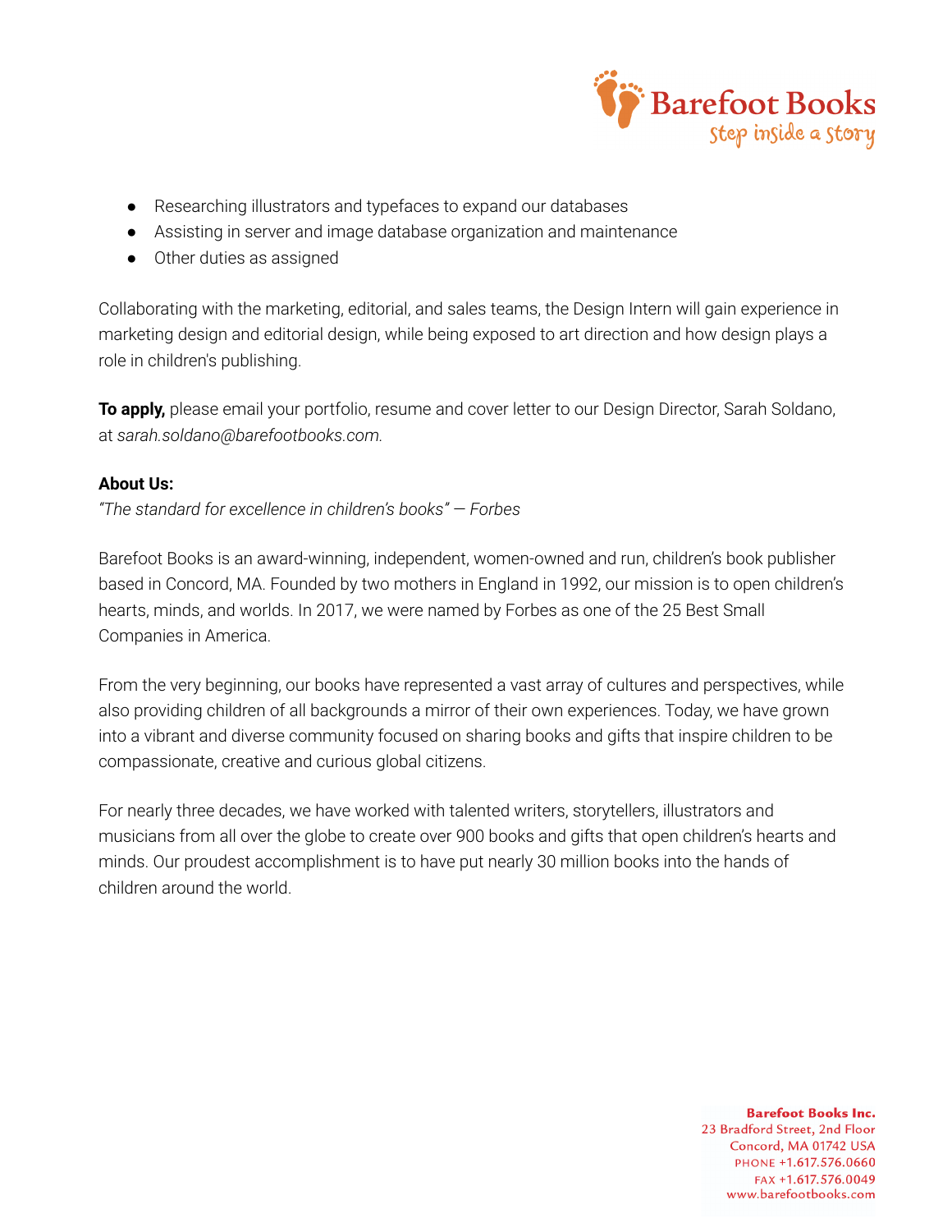- Researching illustrators and typefaces to expand our databases
- Assisting in server and image database organization and maintenance
- Other duties as assigned

Collaborating with the marketing, editorial, and sales teams, the Design Intern will gain experience in marketing design and editorial design, while being exposed to art direction and how design plays a role in children's publishing.

**To apply,** please email your portfolio, resume and cover letter to our Design Director, Sarah Soldano, at *sarah.soldano@barefootbooks.com.*

**About Us:**

*"The standard for excellence in children's books" — Forbes*

Barefoot Books is an award-winning, independent, women-owned and run, children's book publisher based in Concord, MA. Founded by two mothers in England in 1992, our mission is to open children's hearts, minds, and worlds. In 2017, we were named by Forbes as one of the 25 Best Small Companies in America.

From the very beginning, our books have represented a vast array of cultures and perspectives, while also providing children of all backgrounds a mirror of their own experiences. Today, we have grown into a vibrant and diverse community focused on sharing books and gifts that inspire children to be compassionate, creative and curious global citizens.

For nearly three decades, we have worked with talented writers, storytellers, illustrators and musicians from all over the globe to create over 900 books and gifts that open children's hearts and minds. Our proudest accomplishment is to have put nearly 30 million books into the hands of children around the world.

**Barefoot Books Inc.**
23 Bradford Street, 2nd Floor
Concord, MA 01742 USA
PHONE +1.617.576.0660
FAX +1.617.576.0049
www.barefootbooks.com